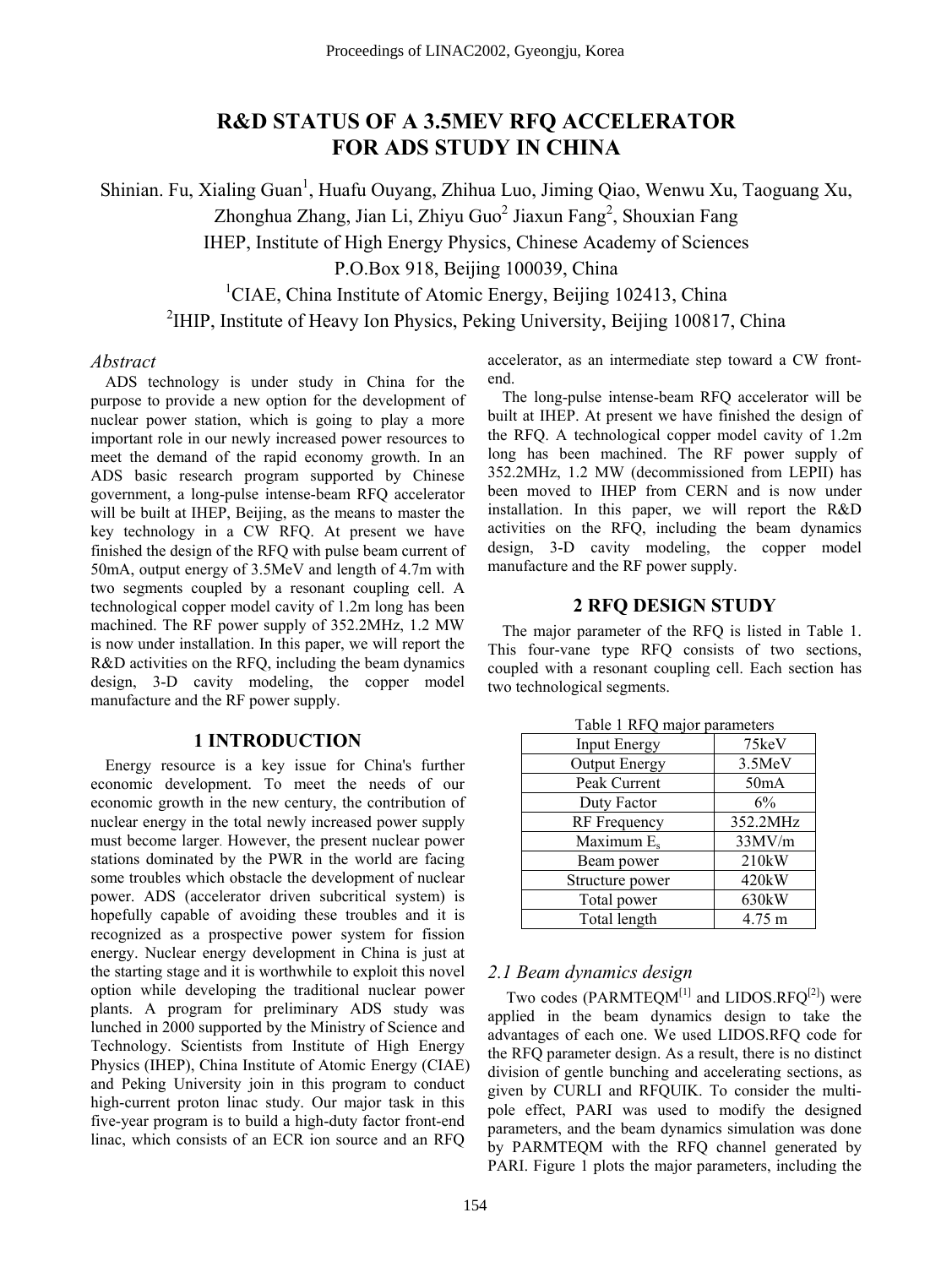# R&D STATUS OF A 3.5MEV RFQ ACCELERATOR FOR ADS STUDY IN CHINA

Shinian. Fu, Xialing Guan[1], Huafu Ouyang, Zhihua Luo, Jiming Qiao, Wenwu Xu, Taoguang Xu, Zhonghua Zhang, Jian Li, Zhiyu Guo[2] Jiaxun Fang[2], Shouxian Fang

IHEP, Institute of High Energy Physics, Chinese Academy of Sciences
P.O.Box 918, Beijing 100039, China

[1]CIAE, China Institute of Atomic Energy, Beijing 102413, China

[2]IHIP, Institute of Heavy Ion Physics, Peking University, Beijing 100817, China

## *Abstract*

ADS technology is under study in China for the purpose to provide a new option for the development of nuclear power station, which is going to play a more important role in our newly increased power resources to meet the demand of the rapid economy growth. In an ADS basic research program supported by Chinese government, a long-pulse intense-beam RFQ accelerator will be built at IHEP, Beijing, as the means to master the key technology in a CW RFQ. At present we have finished the design of the RFQ with pulse beam current of 50mA, output energy of 3.5MeV and length of 4.7m with two segments coupled by a resonant coupling cell. A technological copper model cavity of 1.2m long has been machined. The RF power supply of 352.2MHz, 1.2 MW is now under installation. In this paper, we will report the R&D activities on the RFQ, including the beam dynamics design, 3-D cavity modeling, the copper model manufacture and the RF power supply.

## 1 INTRODUCTION

Energy resource is a key issue for China's further economic development. To meet the needs of our economic growth in the new century, the contribution of nuclear energy in the total newly increased power supply must become larger. However, the present nuclear power stations dominated by the PWR in the world are facing some troubles which obstacle the development of nuclear power. ADS (accelerator driven subcritical system) is hopefully capable of avoiding these troubles and it is recognized as a prospective power system for fission energy. Nuclear energy development in China is just at the starting stage and it is worthwhile to exploit this novel option while developing the traditional nuclear power plants. A program for preliminary ADS study was lunched in 2000 supported by the Ministry of Science and Technology. Scientists from Institute of High Energy Physics (IHEP), China Institute of Atomic Energy (CIAE) and Peking University join in this program to conduct high-current proton linac study. Our major task in this five-year program is to build a high-duty factor front-end linac, which consists of an ECR ion source and an RFQ accelerator, as an intermediate step toward a CW front-end.

The long-pulse intense-beam RFQ accelerator will be built at IHEP. At present we have finished the design of the RFQ. A technological copper model cavity of 1.2m long has been machined. The RF power supply of 352.2MHz, 1.2 MW (decommissioned from LEPII) has been moved to IHEP from CERN and is now under installation. In this paper, we will report the R&D activities on the RFQ, including the beam dynamics design, 3-D cavity modeling, the copper model manufacture and the RF power supply.

## 2 RFQ DESIGN STUDY

The major parameter of the RFQ is listed in Table 1. This four-vane type RFQ consists of two sections, coupled with a resonant coupling cell. Each section has two technological segments.

Table 1 RFQ major parameters

| Parameter | Value |
|---|---|
| Input Energy | 75keV |
| Output Energy | 3.5MeV |
| Peak Current | 50mA |
| Duty Factor | 6% |
| RF Frequency | 352.2MHz |
| Maximum $E_s$ | 33MV/m |
| Beam power | 210kW |
| Structure power | 420kW |
| Total power | 630kW |
| Total length | 4.75 m |

### *2.1 Beam dynamics design*

Two codes (PARMTEQM[1] and LIDOS.RFQ[2]) were applied in the beam dynamics design to take the advantages of each one. We used LIDOS.RFQ code for the RFQ parameter design. As a result, there is no distinct division of gentle bunching and accelerating sections, as given by CURLI and RFQUIK. To consider the multi-pole effect, PARI was used to modify the designed parameters, and the beam dynamics simulation was done by PARMTEQM with the RFQ channel generated by PARI. Figure 1 plots the major parameters, including the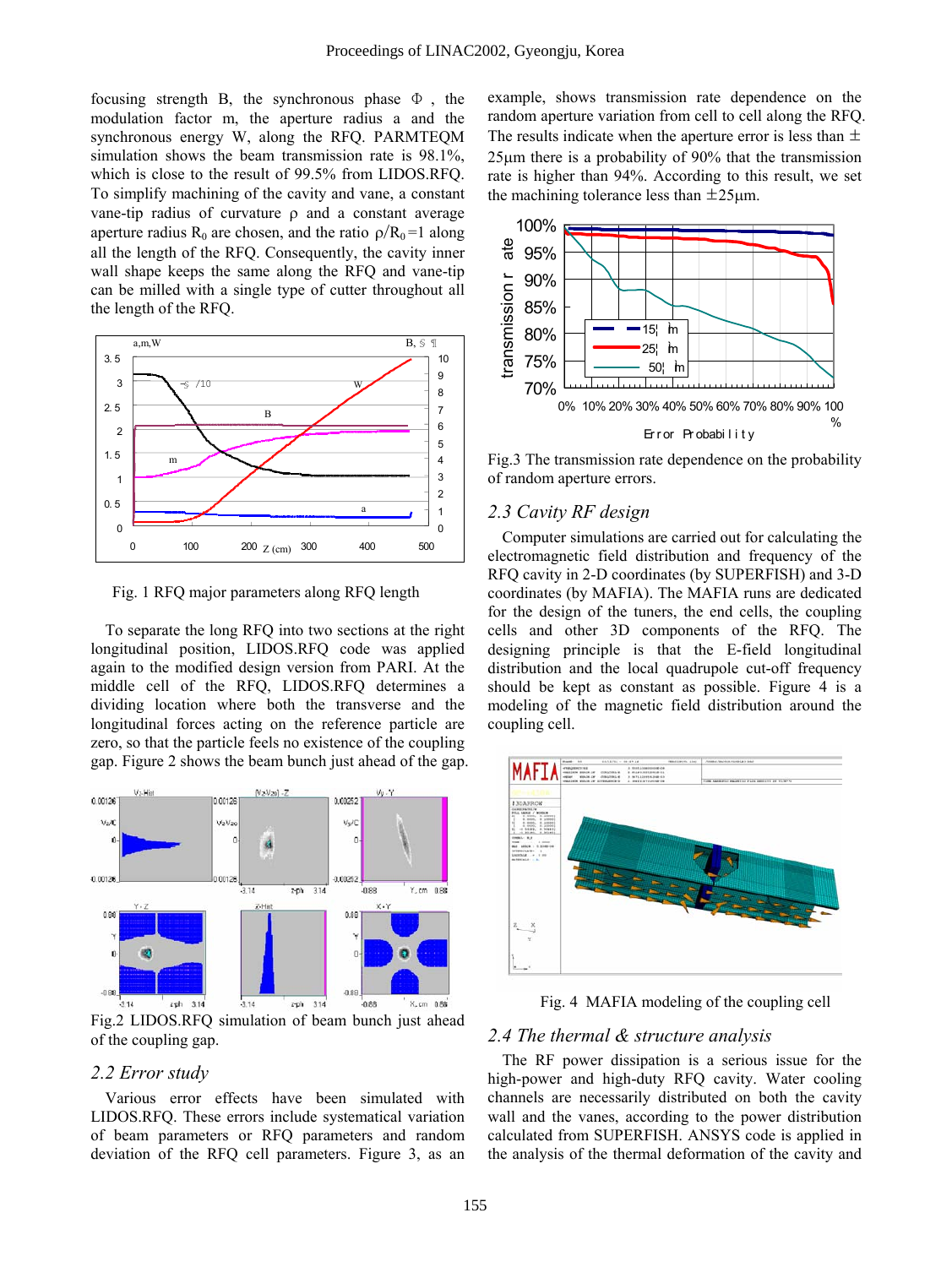focusing strength B, the synchronous phase Φ, the modulation factor m, the aperture radius a and the synchronous energy W, along the RFQ. PARMTEQM simulation shows the beam transmission rate is 98.1%, which is close to the result of 99.5% from LIDOS.RFQ. To simplify machining of the cavity and vane, a constant vane-tip radius of curvature ρ and a constant average aperture radius $R_0$ are chosen, and the ratio $\rho/R_0=1$ along all the length of the RFQ. Consequently, the cavity inner wall shape keeps the same along the RFQ and vane-tip can be milled with a single type of cutter throughout all the length of the RFQ.

Fig. 1 RFQ major parameters along RFQ length

To separate the long RFQ into two sections at the right longitudinal position, LIDOS.RFQ code was applied again to the modified design version from PARI. At the middle cell of the RFQ, LIDOS.RFQ determines a dividing location where both the transverse and the longitudinal forces acting on the reference particle are zero, so that the particle feels no existence of the coupling gap. Figure 2 shows the beam bunch just ahead of the gap.

Fig.2 LIDOS.RFQ simulation of beam bunch just ahead of the coupling gap.

## 2.2 Error study

Various error effects have been simulated with LIDOS.RFQ. These errors include systematical variation of beam parameters or RFQ parameters and random deviation of the RFQ cell parameters. Figure 3, as an example, shows transmission rate dependence on the random aperture variation from cell to cell along the RFQ. The results indicate when the aperture error is less than ±25μm there is a probability of 90% that the transmission rate is higher than 94%. According to this result, we set the machining tolerance less than ±25μm.

Fig.3 The transmission rate dependence on the probability of random aperture errors.

## 2.3 Cavity RF design

Computer simulations are carried out for calculating the electromagnetic field distribution and frequency of the RFQ cavity in 2-D coordinates (by SUPERFISH) and 3-D coordinates (by MAFIA). The MAFIA runs are dedicated for the design of the tuners, the end cells, the coupling cells and other 3D components of the RFQ. The designing principle is that the E-field longitudinal distribution and the local quadrupole cut-off frequency should be kept as constant as possible. Figure 4 is a modeling of the magnetic field distribution around the coupling cell.

Fig. 4 MAFIA modeling of the coupling cell

## 2.4 The thermal & structure analysis

The RF power dissipation is a serious issue for the high-power and high-duty RFQ cavity. Water cooling channels are necessarily distributed on both the cavity wall and the vanes, according to the power distribution calculated from SUPERFISH. ANSYS code is applied in the analysis of the thermal deformation of the cavity and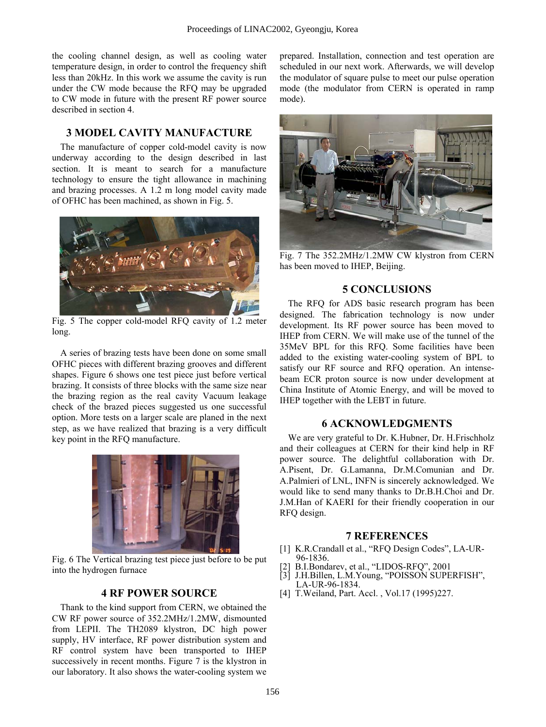the cooling channel design, as well as cooling water temperature design, in order to control the frequency shift less than 20kHz. In this work we assume the cavity is run under the CW mode because the RFQ may be upgraded to CW mode in future with the present RF power source described in section 4.

## 3 MODEL CAVITY MANUFACTURE

The manufacture of copper cold-model cavity is now underway according to the design described in last section. It is meant to search for a manufacture technology to ensure the tight allowance in machining and brazing processes. A 1.2 m long model cavity made of OFHC has been machined, as shown in Fig. 5.

Fig. 5 The copper cold-model RFQ cavity of 1.2 meter long.

A series of brazing tests have been done on some small OFHC pieces with different brazing grooves and different shapes. Figure 6 shows one test piece just before vertical brazing. It consists of three blocks with the same size near the brazing region as the real cavity Vacuum leakage check of the brazed pieces suggested us one successful option. More tests on a larger scale are planed in the next step, as we have realized that brazing is a very difficult key point in the RFQ manufacture.

Fig. 6 The Vertical brazing test piece just before to be put into the hydrogen furnace

## 4 RF POWER SOURCE

Thank to the kind support from CERN, we obtained the CW RF power source of 352.2MHz/1.2MW, dismounted from LEPII. The TH2089 klystron, DC high power supply, HV interface, RF power distribution system and RF control system have been transported to IHEP successively in recent months. Figure 7 is the klystron in our laboratory. It also shows the water-cooling system we prepared. Installation, connection and test operation are scheduled in our next work. Afterwards, we will develop the modulator of square pulse to meet our pulse operation mode (the modulator from CERN is operated in ramp mode).

Fig. 7 The 352.2MHz/1.2MW CW klystron from CERN has been moved to IHEP, Beijing.

## 5 CONCLUSIONS

The RFQ for ADS basic research program has been designed. The fabrication technology is now under development. Its RF power source has been moved to IHEP from CERN. We will make use of the tunnel of the 35MeV BPL for this RFQ. Some facilities have been added to the existing water-cooling system of BPL to satisfy our RF source and RFQ operation. An intense-beam ECR proton source is now under development at China Institute of Atomic Energy, and will be moved to IHEP together with the LEBT in future.

## 6 ACKNOWLEDGMENTS

We are very grateful to Dr. K.Hubner, Dr. H.Frischholz and their colleagues at CERN for their kind help in RF power source. The delightful collaboration with Dr. A.Pisent, Dr. G.Lamanna, Dr.M.Comunian and Dr. A.Palmieri of LNL, INFN is sincerely acknowledged. We would like to send many thanks to Dr.B.H.Choi and Dr. J.M.Han of KAERI for their friendly cooperation in our RFQ design.

## 7 REFERENCES

[1] K.R.Crandall et al., “RFQ Design Codes”, LA-UR-96-1836.
[2] B.I.Bondarev, et al., “LIDOS-RFQ”, 2001
[3] J.H.Billen, L.M.Young, “POISSON SUPERFISH”, LA-UR-96-1834.
[4] T.Weiland, Part. Accl. , Vol.17 (1995)227.